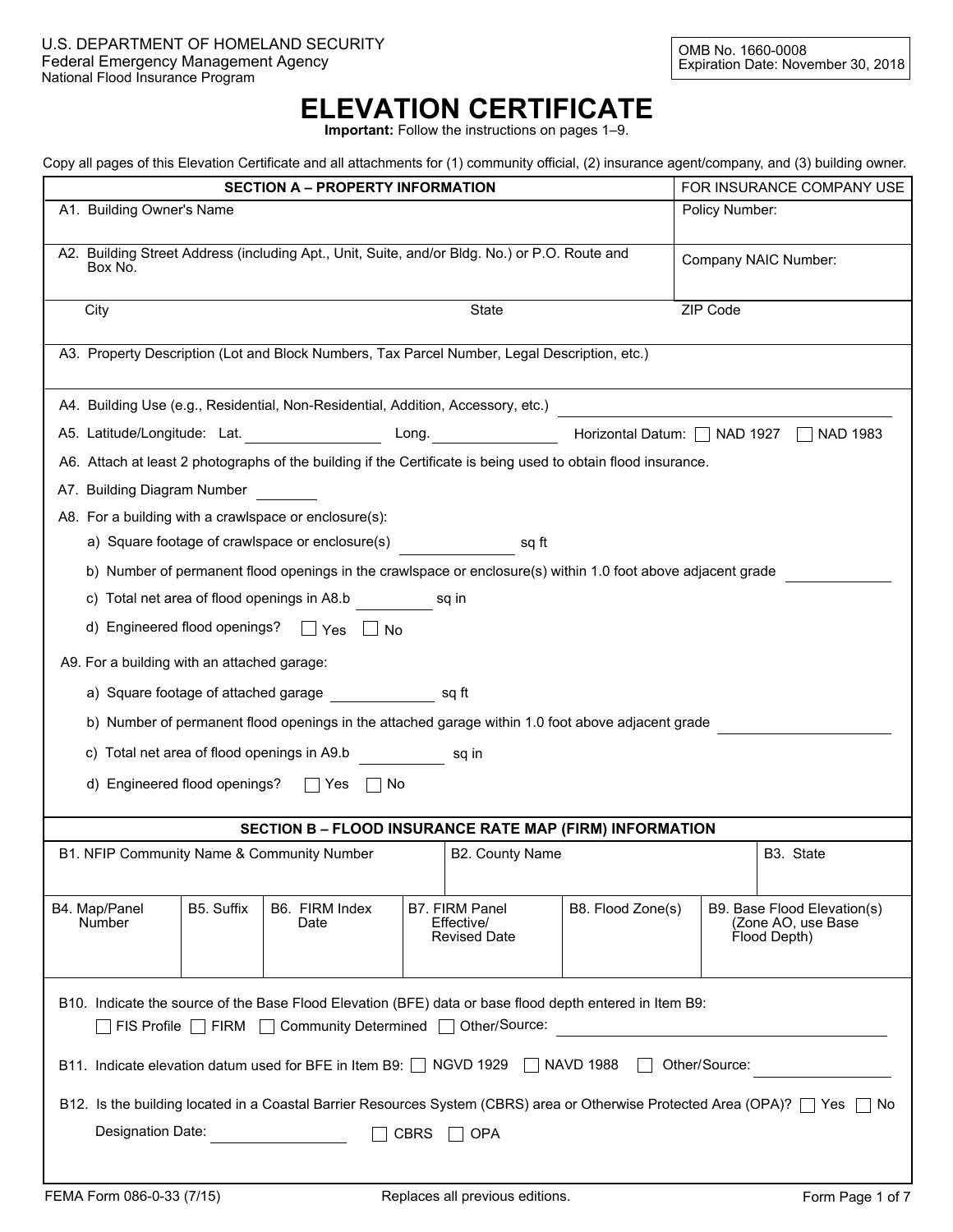U.S. DEPARTMENT OF HOMELAND SECURITY
Federal Emergency Management Agency
National Flood Insurance Program

OMB No. 1660-0008
Expiration Date: November 30, 2018

# ELEVATION CERTIFICATE

**Important:** Follow the instructions on pages 1–9.

Copy all pages of this Elevation Certificate and all attachments for (1) community official, (2) insurance agent/company, and (3) building owner.

## SECTION A – PROPERTY INFORMATION

| SECTION A – PROPERTY INFORMATION | | FOR INSURANCE COMPANY USE |
|---|---|---|
| A1. Building Owner's Name | | Policy Number: |
| A2. Building Street Address (including Apt., Unit, Suite, and/or Bldg. No.) or P.O. Route and Box No. | | Company NAIC Number: |
| City | State | ZIP Code |

A3. Property Description (Lot and Block Numbers, Tax Parcel Number, Legal Description, etc.)

A4. Building Use (e.g., Residential, Non-Residential, Addition, Accessory, etc.) ________

A5. Latitude/Longitude: Lat. ________ Long. ________ Horizontal Datum: ☐ NAD 1927 ☐ NAD 1983

A6. Attach at least 2 photographs of the building if the Certificate is being used to obtain flood insurance.

A7. Building Diagram Number ________

A8. For a building with a crawlspace or enclosure(s):

a) Square footage of crawlspace or enclosure(s) ________ sq ft

b) Number of permanent flood openings in the crawlspace or enclosure(s) within 1.0 foot above adjacent grade ________

c) Total net area of flood openings in A8.b ________ sq in

d) Engineered flood openings? ☐ Yes ☐ No

A9. For a building with an attached garage:

a) Square footage of attached garage ________ sq ft

b) Number of permanent flood openings in the attached garage within 1.0 foot above adjacent grade ________

c) Total net area of flood openings in A9.b ________ sq in

d) Engineered flood openings? ☐ Yes ☐ No

## SECTION B – FLOOD INSURANCE RATE MAP (FIRM) INFORMATION

| B1. NFIP Community Name & Community Number | B2. County Name | B3. State |
|---|---|---|
| | | |

| B4. Map/Panel Number | B5. Suffix | B6. FIRM Index Date | B7. FIRM Panel Effective/ Revised Date | B8. Flood Zone(s) | B9. Base Flood Elevation(s) (Zone AO, use Base Flood Depth) |
|---|---|---|---|---|---|
| | | | | | |

B10. Indicate the source of the Base Flood Elevation (BFE) data or base flood depth entered in Item B9:
☐ FIS Profile ☐ FIRM ☐ Community Determined ☐ Other/Source: ________

B11. Indicate elevation datum used for BFE in Item B9: ☐ NGVD 1929 ☐ NAVD 1988 ☐ Other/Source: ________

B12. Is the building located in a Coastal Barrier Resources System (CBRS) area or Otherwise Protected Area (OPA)? ☐ Yes ☐ No

Designation Date: ________ ☐ CBRS ☐ OPA

FEMA Form 086-0-33 (7/15) Replaces all previous editions.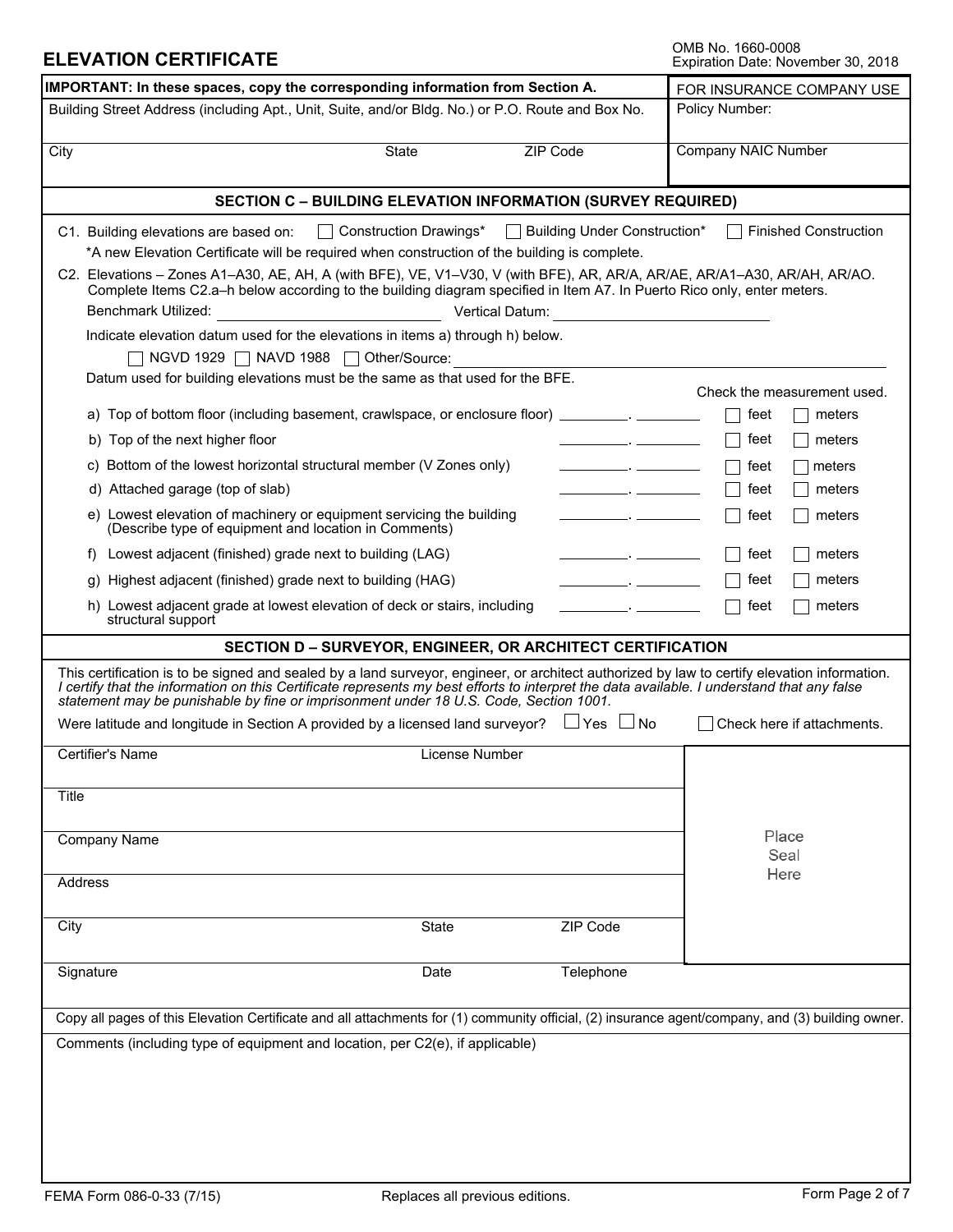# ELEVATION CERTIFICATE

OMB No. 1660-0008
Expiration Date: November 30, 2018

| IMPORTANT: In these spaces, copy the corresponding information from Section A. | | | FOR INSURANCE COMPANY USE |
|---|---|---|---|
| Building Street Address (including Apt., Unit, Suite, and/or Bldg. No.) or P.O. Route and Box No. | | | Policy Number: |
| City | State | ZIP Code | Company NAIC Number |

## SECTION C – BUILDING ELEVATION INFORMATION (SURVEY REQUIRED)

C1. Building elevations are based on: ☐ Construction Drawings* ☐ Building Under Construction* ☐ Finished Construction

*A new Elevation Certificate will be required when construction of the building is complete.

C2. Elevations – Zones A1–A30, AE, AH, A (with BFE), VE, V1–V30, V (with BFE), AR, AR/A, AR/AE, AR/A1–A30, AR/AH, AR/AO. Complete Items C2.a–h below according to the building diagram specified in Item A7. In Puerto Rico only, enter meters.

Benchmark Utilized: ____________________ Vertical Datum: ____________________

Indicate elevation datum used for the elevations in items a) through h) below.

☐ NGVD 1929 ☐ NAVD 1988 ☐ Other/Source: ____________________

Datum used for building elevations must be the same as that used for the BFE.

| | Elevation | Check the measurement used. | |
|---|---|---|---|
| a) Top of bottom floor (including basement, crawlspace, or enclosure floor) | _______ . _______ | ☐ feet | ☐ meters |
| b) Top of the next higher floor | _______ . _______ | ☐ feet | ☐ meters |
| c) Bottom of the lowest horizontal structural member (V Zones only) | _______ . _______ | ☐ feet | ☐ meters |
| d) Attached garage (top of slab) | _______ . _______ | ☐ feet | ☐ meters |
| e) Lowest elevation of machinery or equipment servicing the building (Describe type of equipment and location in Comments) | _______ . _______ | ☐ feet | ☐ meters |
| f) Lowest adjacent (finished) grade next to building (LAG) | _______ . _______ | ☐ feet | ☐ meters |
| g) Highest adjacent (finished) grade next to building (HAG) | _______ . _______ | ☐ feet | ☐ meters |
| h) Lowest adjacent grade at lowest elevation of deck or stairs, including structural support | _______ . _______ | ☐ feet | ☐ meters |

## SECTION D – SURVEYOR, ENGINEER, OR ARCHITECT CERTIFICATION

This certification is to be signed and sealed by a land surveyor, engineer, or architect authorized by law to certify elevation information. *I certify that the information on this Certificate represents my best efforts to interpret the data available. I understand that any false statement may be punishable by fine or imprisonment under 18 U.S. Code, Section 1001.*

Were latitude and longitude in Section A provided by a licensed land surveyor? ☐ Yes ☐ No ☐ Check here if attachments.

| Certifier's Name | License Number | | Place Seal Here |
|---|---|---|---|
| Title | | | |
| Company Name | | | |
| Address | | | |
| City | State | ZIP Code | |
| Signature | Date | Telephone | |

Copy all pages of this Elevation Certificate and all attachments for (1) community official, (2) insurance agent/company, and (3) building owner.

Comments (including type of equipment and location, per C2(e), if applicable)

FEMA Form 086-0-33 (7/15) Replaces all previous editions.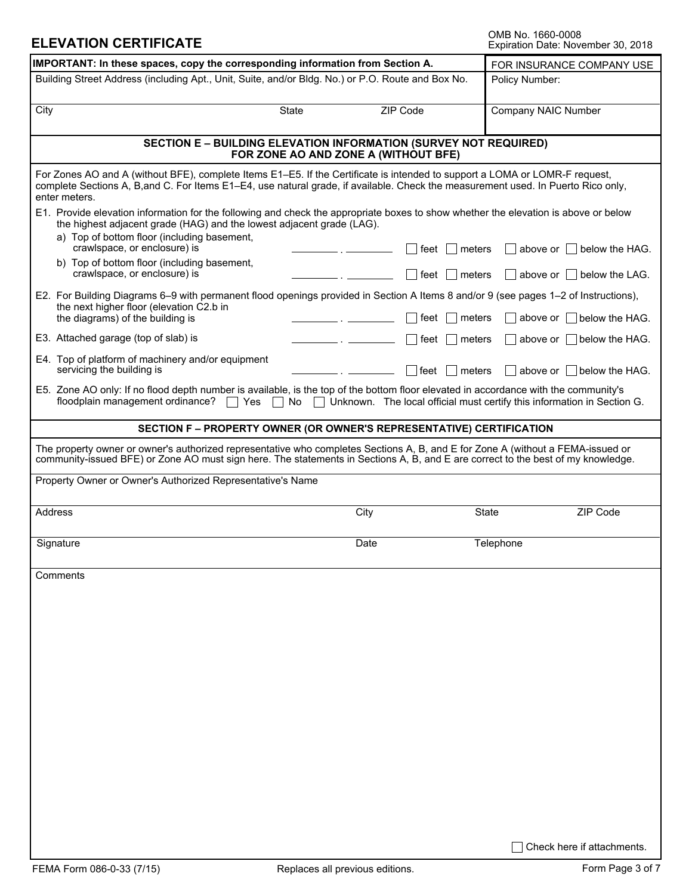# ELEVATION CERTIFICATE

OMB No. 1660-0008
Expiration Date: November 30, 2018

| **IMPORTANT: In these spaces, copy the corresponding information from Section A.** | | | FOR INSURANCE COMPANY USE |
|---|---|---|---|
| Building Street Address (including Apt., Unit, Suite, and/or Bldg. No.) or P.O. Route and Box No. | | | Policy Number: |
| City | State | ZIP Code | Company NAIC Number |

## SECTION E – BUILDING ELEVATION INFORMATION (SURVEY NOT REQUIRED) FOR ZONE AO AND ZONE A (WITHOUT BFE)

For Zones AO and A (without BFE), complete Items E1–E5. If the Certificate is intended to support a LOMA or LOMR-F request, complete Sections A, B,and C. For Items E1–E4, use natural grade, if available. Check the measurement used. In Puerto Rico only, enter meters.

E1. Provide elevation information for the following and check the appropriate boxes to show whether the elevation is above or below the highest adjacent grade (HAG) and the lowest adjacent grade (LAG).

a) Top of bottom floor (including basement, crawlspace, or enclosure) is ________ . ________ ☐ feet ☐ meters ☐ above or ☐ below the HAG.

b) Top of bottom floor (including basement, crawlspace, or enclosure) is ________ . ________ ☐ feet ☐ meters ☐ above or ☐ below the LAG.

E2. For Building Diagrams 6–9 with permanent flood openings provided in Section A Items 8 and/or 9 (see pages 1–2 of Instructions), the next higher floor (elevation C2.b in the diagrams) of the building is ________ . ________ ☐ feet ☐ meters ☐ above or ☐ below the HAG.

E3. Attached garage (top of slab) is ________ . ________ ☐ feet ☐ meters ☐ above or ☐ below the HAG.

E4. Top of platform of machinery and/or equipment servicing the building is ________ . ________ ☐ feet ☐ meters ☐ above or ☐ below the HAG.

E5. Zone AO only: If no flood depth number is available, is the top of the bottom floor elevated in accordance with the community's floodplain management ordinance? ☐ Yes ☐ No ☐ Unknown. The local official must certify this information in Section G.

## SECTION F – PROPERTY OWNER (OR OWNER'S REPRESENTATIVE) CERTIFICATION

The property owner or owner's authorized representative who completes Sections A, B, and E for Zone A (without a FEMA-issued or community-issued BFE) or Zone AO must sign here. The statements in Sections A, B, and E are correct to the best of my knowledge.

| Property Owner or Owner's Authorized Representative's Name | | | |
|---|---|---|---|
| Address | City | State | ZIP Code |
| Signature | Date | Telephone | |

Comments

☐ Check here if attachments.

FEMA Form 086-0-33 (7/15) Replaces all previous editions.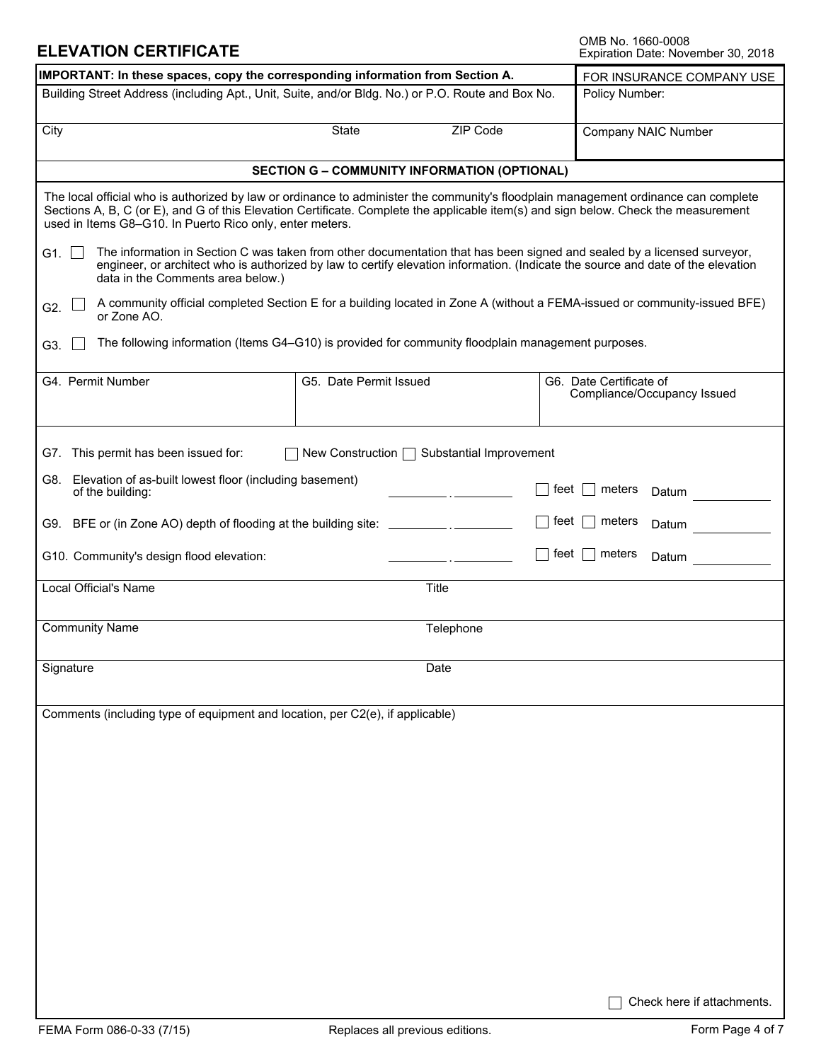# ELEVATION CERTIFICATE

OMB No. 1660-0008
Expiration Date: November 30, 2018

| **IMPORTANT: In these spaces, copy the corresponding information from Section A.** | | | FOR INSURANCE COMPANY USE |
|---|---|---|---|
| Building Street Address (including Apt., Unit, Suite, and/or Bldg. No.) or P.O. Route and Box No. | | | Policy Number: |
| City | State | ZIP Code | Company NAIC Number |

## SECTION G – COMMUNITY INFORMATION (OPTIONAL)

The local official who is authorized by law or ordinance to administer the community's floodplain management ordinance can complete Sections A, B, C (or E), and G of this Elevation Certificate. Complete the applicable item(s) and sign below. Check the measurement used in Items G8–G10. In Puerto Rico only, enter meters.

G1. ☐ The information in Section C was taken from other documentation that has been signed and sealed by a licensed surveyor, engineer, or architect who is authorized by law to certify elevation information. (Indicate the source and date of the elevation data in the Comments area below.)

G2. ☐ A community official completed Section E for a building located in Zone A (without a FEMA-issued or community-issued BFE) or Zone AO.

G3. ☐ The following information (Items G4–G10) is provided for community floodplain management purposes.

| G4. Permit Number | G5. Date Permit Issued | G6. Date Certificate of Compliance/Occupancy Issued |
|---|---|---|
| | | |

G7. This permit has been issued for: ☐ New Construction ☐ Substantial Improvement

G8. Elevation of as-built lowest floor (including basement) of the building: ________ . ________ ☐ feet ☐ meters Datum ________

G9. BFE or (in Zone AO) depth of flooding at the building site: ________ . ________ ☐ feet ☐ meters Datum ________

G10. Community's design flood elevation: ________ . ________ ☐ feet ☐ meters Datum ________

| Local Official's Name | Title |
|---|---|
| Community Name | Telephone |
| Signature | Date |

Comments (including type of equipment and location, per C2(e), if applicable)

☐ Check here if attachments.

FEMA Form 086-0-33 (7/15) Replaces all previous editions.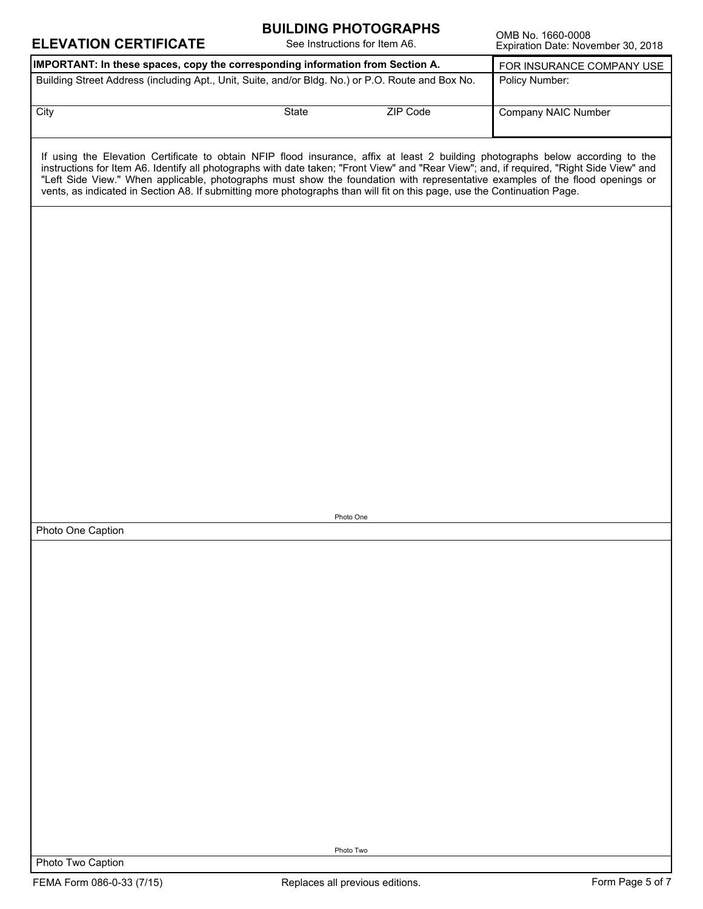# ELEVATION CERTIFICATE

## BUILDING PHOTOGRAPHS

See Instructions for Item A6.

OMB No. 1660-0008
Expiration Date: November 30, 2018

| **IMPORTANT: In these spaces, copy the corresponding information from Section A.** | | | FOR INSURANCE COMPANY USE |
|---|---|---|---|
| Building Street Address (including Apt., Unit, Suite, and/or Bldg. No.) or P.O. Route and Box No. | | | Policy Number: |
| City | State | ZIP Code | Company NAIC Number |

If using the Elevation Certificate to obtain NFIP flood insurance, affix at least 2 building photographs below according to the instructions for Item A6. Identify all photographs with date taken; "Front View" and "Rear View"; and, if required, "Right Side View" and "Left Side View." When applicable, photographs must show the foundation with representative examples of the flood openings or vents, as indicated in Section A8. If submitting more photographs than will fit on this page, use the Continuation Page.

Photo One

Photo One Caption

Photo Two

Photo Two Caption

FEMA Form 086-0-33 (7/15) Replaces all previous editions.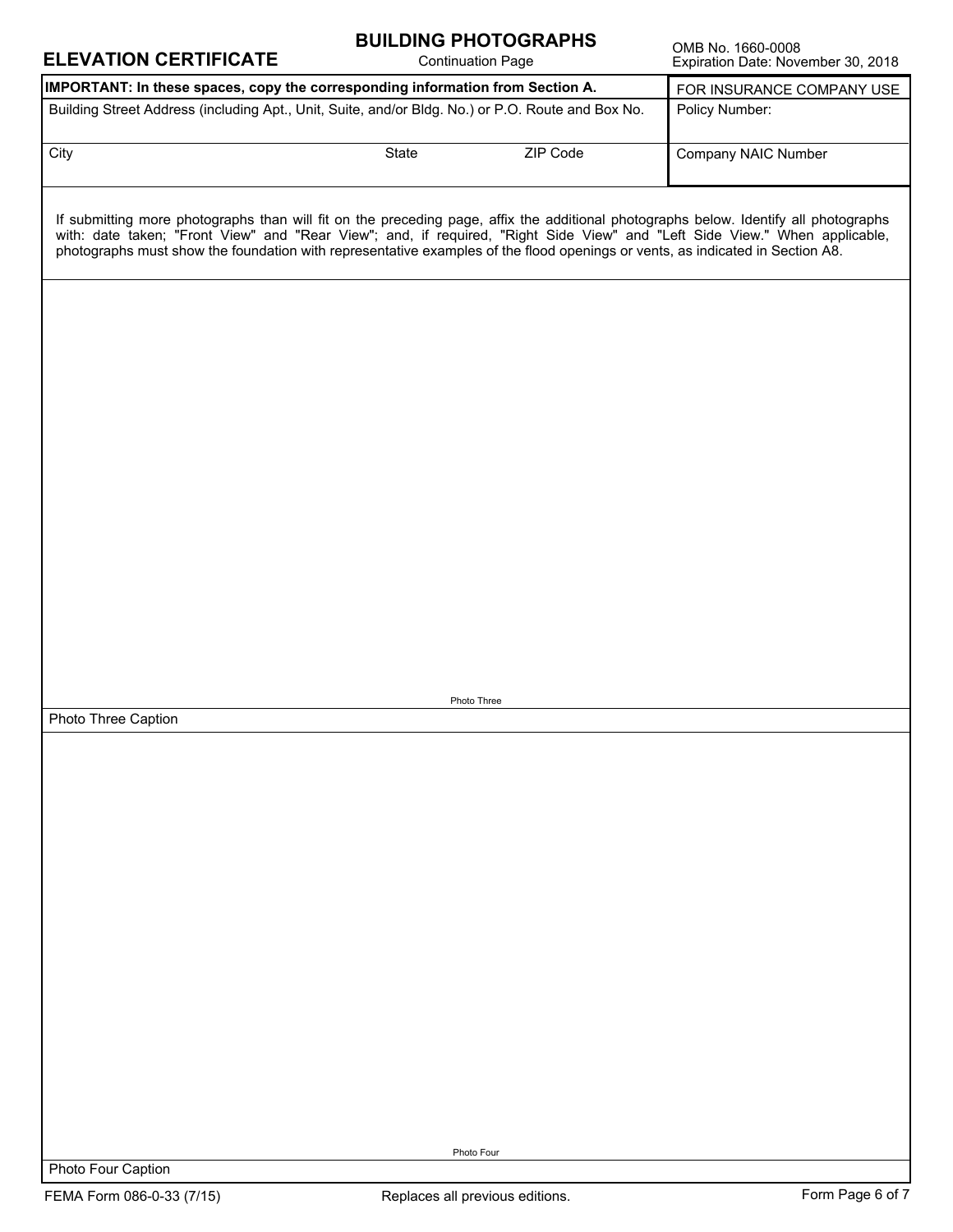# ELEVATION CERTIFICATE

## BUILDING PHOTOGRAPHS

Continuation Page

OMB No. 1660-0008
Expiration Date: November 30, 2018

| **IMPORTANT: In these spaces, copy the corresponding information from Section A.** | | | FOR INSURANCE COMPANY USE |
|---|---|---|---|
| Building Street Address (including Apt., Unit, Suite, and/or Bldg. No.) or P.O. Route and Box No. | | | Policy Number: |
| City | State | ZIP Code | Company NAIC Number |

If submitting more photographs than will fit on the preceding page, affix the additional photographs below. Identify all photographs with: date taken; "Front View" and "Rear View"; and, if required, "Right Side View" and "Left Side View." When applicable, photographs must show the foundation with representative examples of the flood openings or vents, as indicated in Section A8.

Photo Three

Photo Three Caption

Photo Four

Photo Four Caption

FEMA Form 086-0-33 (7/15) Replaces all previous editions.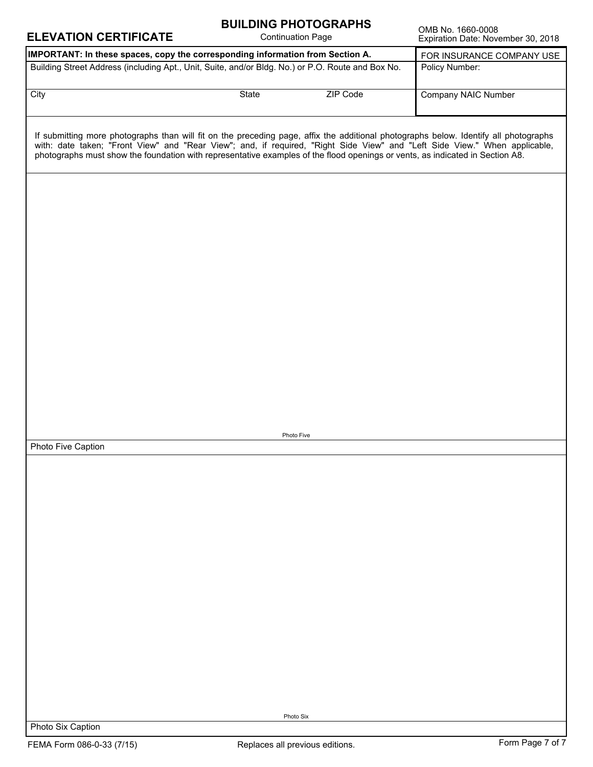# ELEVATION CERTIFICATE

## BUILDING PHOTOGRAPHS

Continuation Page

OMB No. 1660-0008
Expiration Date: November 30, 2018

| **IMPORTANT: In these spaces, copy the corresponding information from Section A.** | | | FOR INSURANCE COMPANY USE |
|---|---|---|---|
| Building Street Address (including Apt., Unit, Suite, and/or Bldg. No.) or P.O. Route and Box No. | | | Policy Number: |
| City | State | ZIP Code | Company NAIC Number |

If submitting more photographs than will fit on the preceding page, affix the additional photographs below. Identify all photographs with: date taken; "Front View" and "Rear View"; and, if required, "Right Side View" and "Left Side View." When applicable, photographs must show the foundation with representative examples of the flood openings or vents, as indicated in Section A8.

Photo Five

Photo Five Caption

Photo Six

Photo Six Caption

FEMA Form 086-0-33 (7/15) Replaces all previous editions.